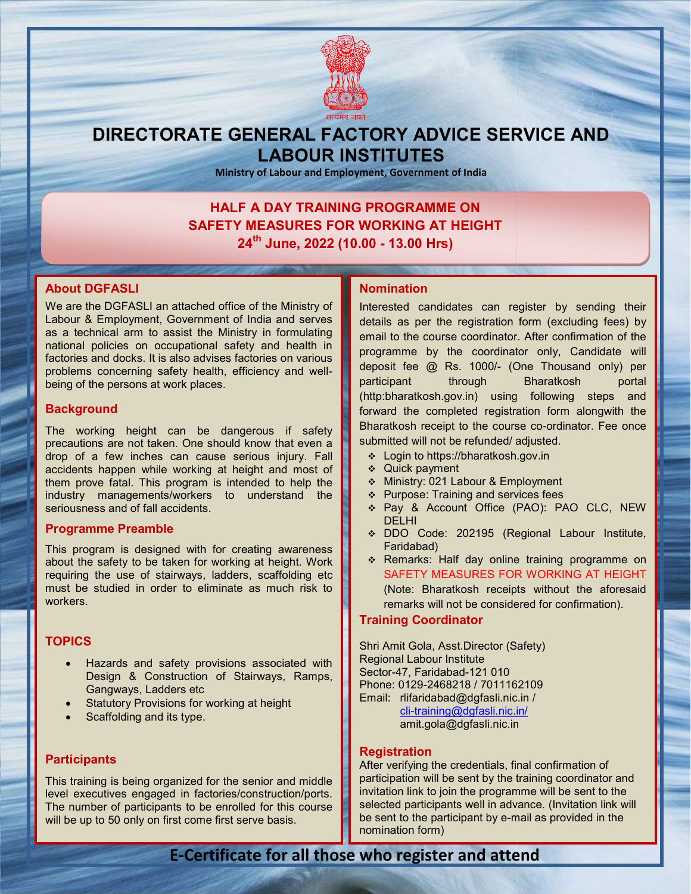सत्यमेव जयते

# DIRECTORATE GENERAL FACTORY ADVICE SERVICE AND LABOUR INSTITUTES

**Ministry of Labour and Employment, Government of India**

## HALF A DAY TRAINING PROGRAMME ON SAFETY MEASURES FOR WORKING AT HEIGHT

**24th June, 2022 (10.00 - 13.00 Hrs)**

### About DGFASLI

We are the DGFASLI an attached office of the Ministry of Labour & Employment, Government of India and serves as a technical arm to assist the Ministry in formulating national policies on occupational safety and health in factories and docks. It is also advises factories on various problems concerning safety health, efficiency and well-being of the persons at work places.

### Background

The working height can be dangerous if safety precautions are not taken. One should know that even a drop of a few inches can cause serious injury. Fall accidents happen while working at height and most of them prove fatal. This program is intended to help the industry managements/workers to understand the seriousness and of fall accidents.

### Programme Preamble

This program is designed with for creating awareness about the safety to be taken for working at height. Work requiring the use of stairways, ladders, scaffolding etc must be studied in order to eliminate as much risk to workers.

### TOPICS

- Hazards and safety provisions associated with Design & Construction of Stairways, Ramps, Gangways, Ladders etc
- Statutory Provisions for working at height
- Scaffolding and its type.

### Participants

This training is being organized for the senior and middle level executives engaged in factories/construction/ports. The number of participants to be enrolled for this course will be up to 50 only on first come first serve basis.

### Nomination

Interested candidates can register by sending their details as per the registration form (excluding fees) by email to the course coordinator. After confirmation of the programme by the coordinator only, Candidate will deposit fee @ Rs. 1000/- (One Thousand only) per participant through Bharatkosh portal (http:bharatkosh.gov.in) using following steps and forward the completed registration form alongwith the Bharatkosh receipt to the course co-ordinator. Fee once submitted will not be refunded/ adjusted.

- Login to https://bharatkosh.gov.in
- Quick payment
- Ministry: 021 Labour & Employment
- Purpose: Training and services fees
- Pay & Account Office (PAO): PAO CLC, NEW DELHI
- DDO Code: 202195 (Regional Labour Institute, Faridabad)
- Remarks: Half day online training programme on SAFETY MEASURES FOR WORKING AT HEIGHT (Note: Bharatkosh receipts without the aforesaid remarks will not be considered for confirmation).

### Training Coordinator

Shri Amit Gola, Asst.Director (Safety)
Regional Labour Institute
Sector-47, Faridabad-121 010
Phone: 0129-2468218 / 7011162109
Email: rlifaridabad@dgfasli.nic.in / cli-training@dgfasli.nic.in/ amit.gola@dgfasli.nic.in

### Registration

After verifying the credentials, final confirmation of participation will be sent by the training coordinator and invitation link to join the programme will be sent to the selected participants well in advance. (Invitation link will be sent to the participant by e-mail as provided in the nomination form)

**E-Certificate for all those who register and attend**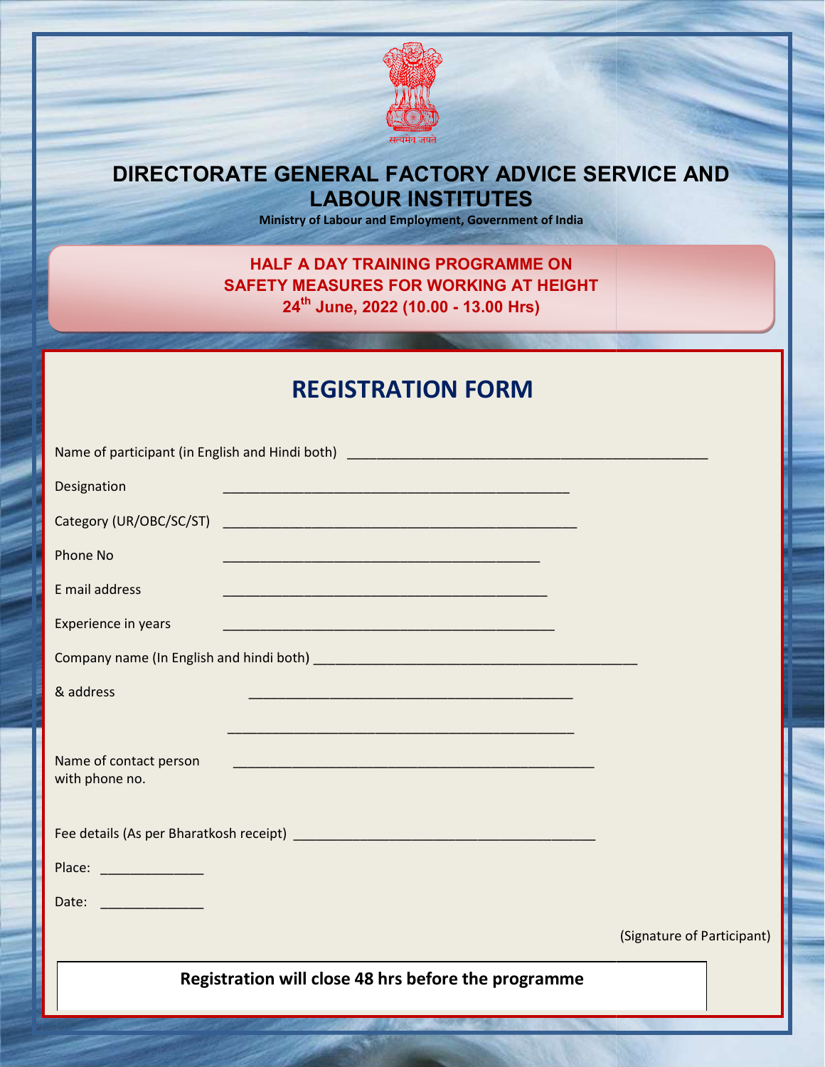सत्यमेव जयते

# DIRECTORATE GENERAL FACTORY ADVICE SERVICE AND LABOUR INSTITUTES

**Ministry of Labour and Employment, Government of India**

**HALF A DAY TRAINING PROGRAMME ON**
**SAFETY MEASURES FOR WORKING AT HEIGHT**
**24th June, 2022 (10.00 - 13.00 Hrs)**

## REGISTRATION FORM

Name of participant (in English and Hindi both) ________________________________________________

Designation ________________________________________________

Category (UR/OBC/SC/ST) ________________________________________________

Phone No ________________________________________________

E mail address ________________________________________________

Experience in years ________________________________________________

Company name (In English and hindi both) ________________________________________________

& address ________________________________________________

________________________________________________

Name of contact person with phone no. ________________________________________________

Fee details (As per Bharatkosh receipt) ________________________________________________

Place: ______________

Date: ______________

(Signature of Participant)

**Registration will close 48 hrs before the programme**